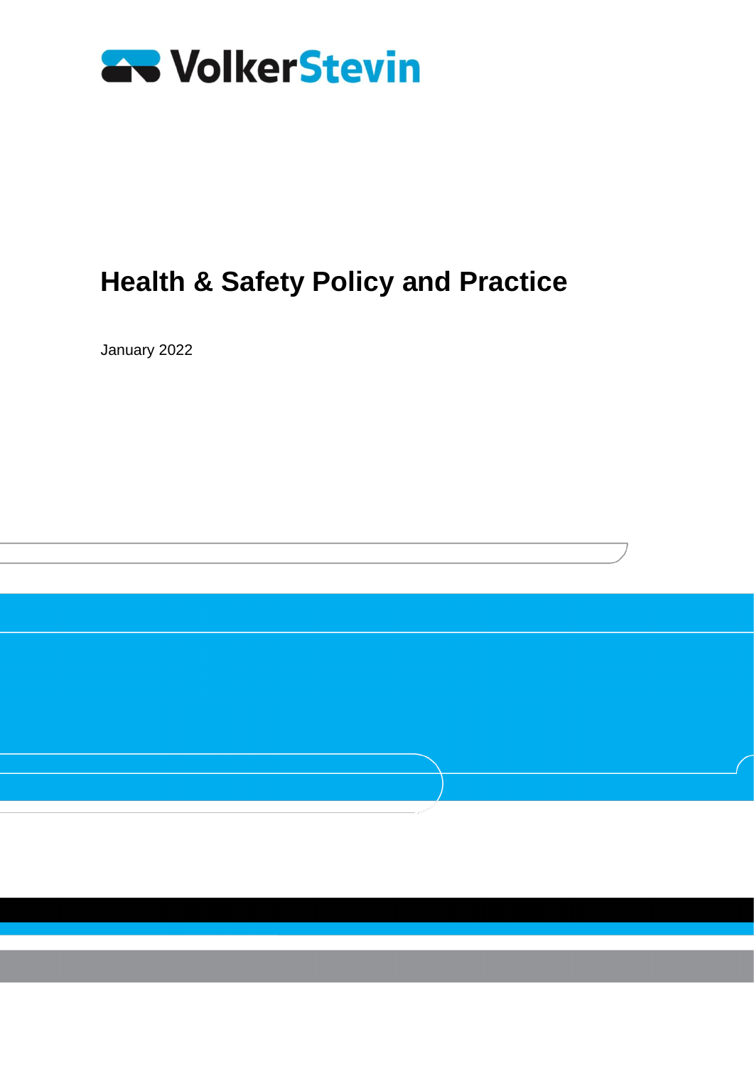VolkerStevin

# Health & Safety Policy and Practice

January 2022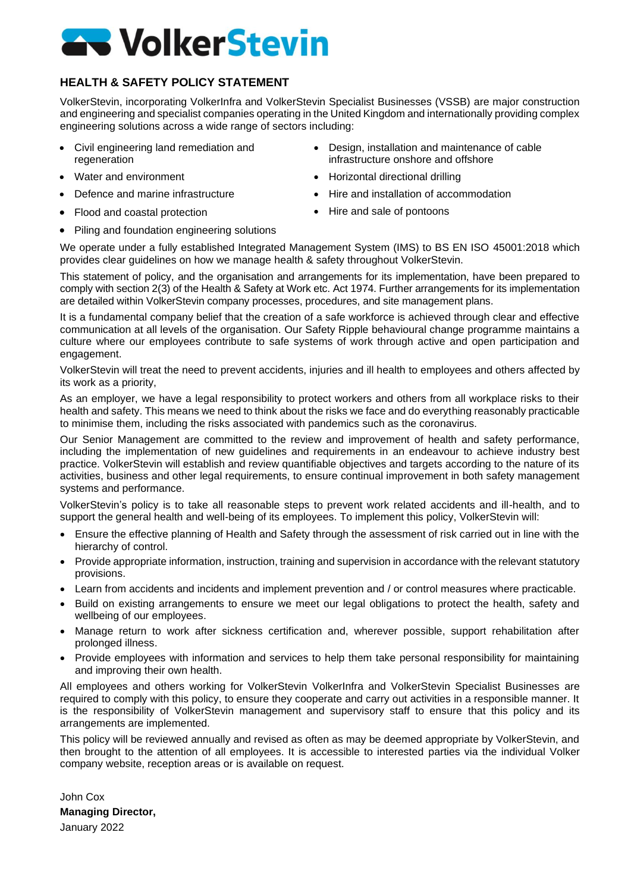# VolkerStevin

## HEALTH & SAFETY POLICY STATEMENT

VolkerStevin, incorporating VolkerInfra and VolkerStevin Specialist Businesses (VSSB) are major construction and engineering and specialist companies operating in the United Kingdom and internationally providing complex engineering solutions across a wide range of sectors including:

- Civil engineering land remediation and regeneration
- Water and environment
- Defence and marine infrastructure
- Flood and coastal protection
- Piling and foundation engineering solutions
- Design, installation and maintenance of cable infrastructure onshore and offshore
- Horizontal directional drilling
- Hire and installation of accommodation
- Hire and sale of pontoons

We operate under a fully established Integrated Management System (IMS) to BS EN ISO 45001:2018 which provides clear guidelines on how we manage health & safety throughout VolkerStevin.

This statement of policy, and the organisation and arrangements for its implementation, have been prepared to comply with section 2(3) of the Health & Safety at Work etc. Act 1974. Further arrangements for its implementation are detailed within VolkerStevin company processes, procedures, and site management plans.

It is a fundamental company belief that the creation of a safe workforce is achieved through clear and effective communication at all levels of the organisation. Our Safety Ripple behavioural change programme maintains a culture where our employees contribute to safe systems of work through active and open participation and engagement.

VolkerStevin will treat the need to prevent accidents, injuries and ill health to employees and others affected by its work as a priority,

As an employer, we have a legal responsibility to protect workers and others from all workplace risks to their health and safety. This means we need to think about the risks we face and do everything reasonably practicable to minimise them, including the risks associated with pandemics such as the coronavirus.

Our Senior Management are committed to the review and improvement of health and safety performance, including the implementation of new guidelines and requirements in an endeavour to achieve industry best practice. VolkerStevin will establish and review quantifiable objectives and targets according to the nature of its activities, business and other legal requirements, to ensure continual improvement in both safety management systems and performance.

VolkerStevin's policy is to take all reasonable steps to prevent work related accidents and ill-health, and to support the general health and well-being of its employees. To implement this policy, VolkerStevin will:

- Ensure the effective planning of Health and Safety through the assessment of risk carried out in line with the hierarchy of control.
- Provide appropriate information, instruction, training and supervision in accordance with the relevant statutory provisions.
- Learn from accidents and incidents and implement prevention and / or control measures where practicable.
- Build on existing arrangements to ensure we meet our legal obligations to protect the health, safety and wellbeing of our employees.
- Manage return to work after sickness certification and, wherever possible, support rehabilitation after prolonged illness.
- Provide employees with information and services to help them take personal responsibility for maintaining and improving their own health.

All employees and others working for VolkerStevin VolkerInfra and VolkerStevin Specialist Businesses are required to comply with this policy, to ensure they cooperate and carry out activities in a responsible manner. It is the responsibility of VolkerStevin management and supervisory staff to ensure that this policy and its arrangements are implemented.

This policy will be reviewed annually and revised as often as may be deemed appropriate by VolkerStevin, and then brought to the attention of all employees. It is accessible to interested parties via the individual Volker company website, reception areas or is available on request.

John Cox
**Managing Director,**
January 2022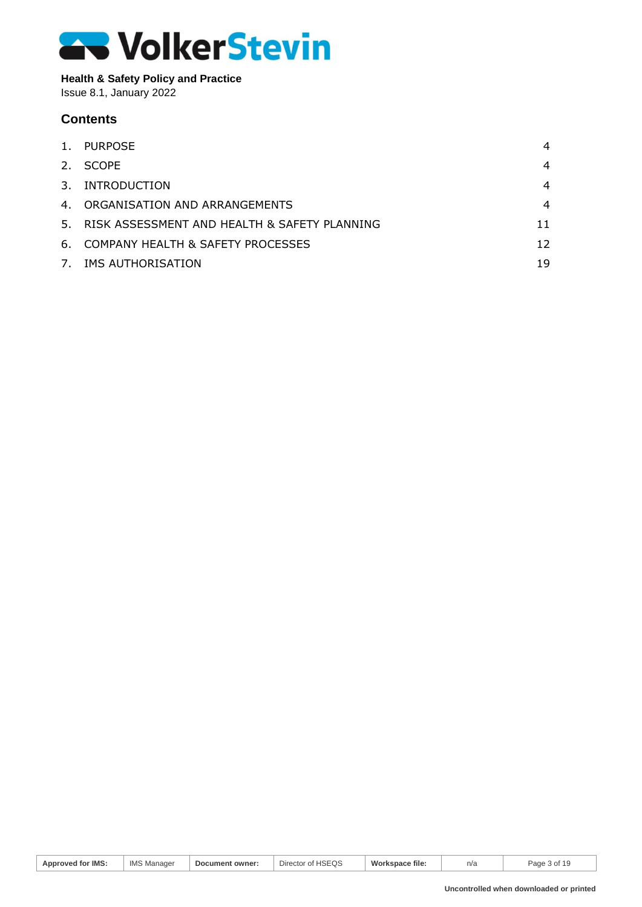**Health & Safety Policy and Practice**
Issue 8.1, January 2022

## Contents

| | | |
|---|---|---|
| 1. | PURPOSE | 4 |
| 2. | SCOPE | 4 |
| 3. | INTRODUCTION | 4 |
| 4. | ORGANISATION AND ARRANGEMENTS | 4 |
| 5. | RISK ASSESSMENT AND HEALTH & SAFETY PLANNING | 11 |
| 6. | COMPANY HEALTH & SAFETY PROCESSES | 12 |
| 7. | IMS AUTHORISATION | 19 |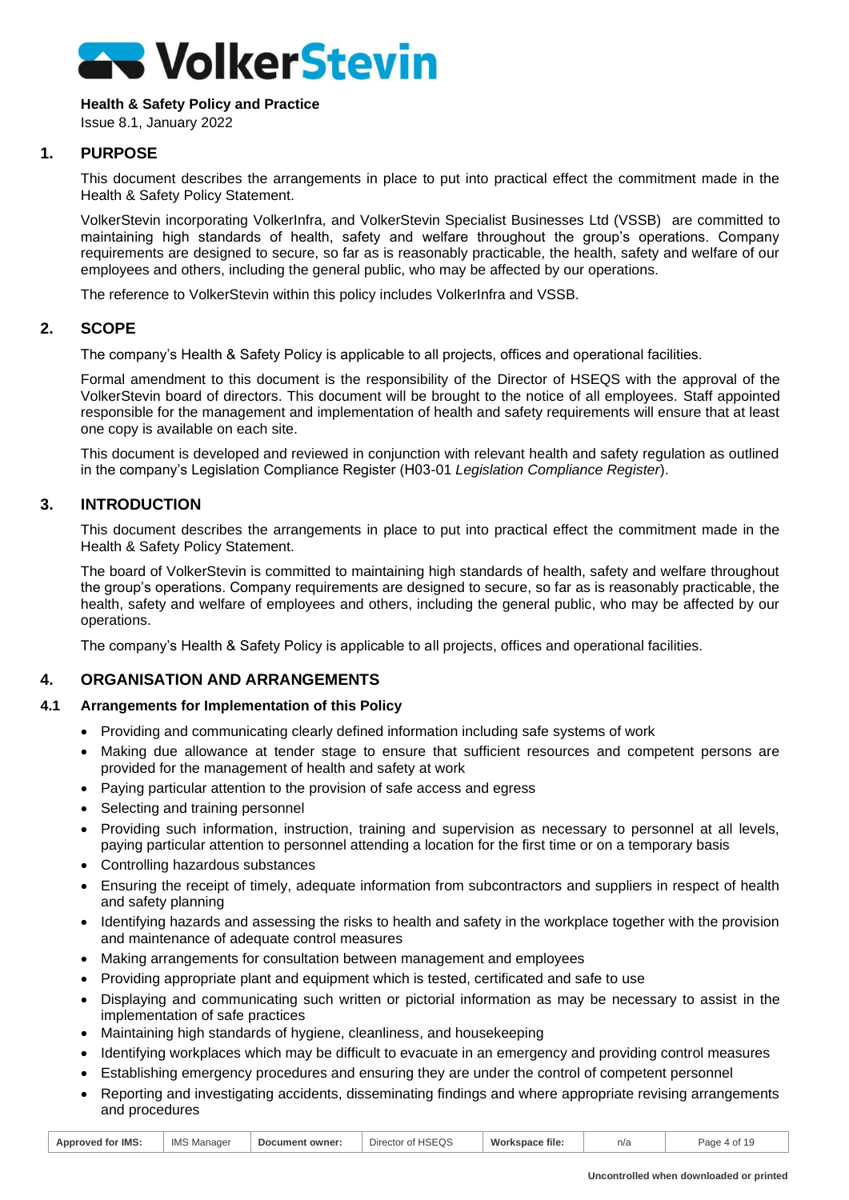**Health & Safety Policy and Practice**
Issue 8.1, January 2022

## 1. PURPOSE

This document describes the arrangements in place to put into practical effect the commitment made in the Health & Safety Policy Statement.

VolkerStevin incorporating VolkerInfra, and VolkerStevin Specialist Businesses Ltd (VSSB) are committed to maintaining high standards of health, safety and welfare throughout the group's operations. Company requirements are designed to secure, so far as is reasonably practicable, the health, safety and welfare of our employees and others, including the general public, who may be affected by our operations.

The reference to VolkerStevin within this policy includes VolkerInfra and VSSB.

## 2. SCOPE

The company's Health & Safety Policy is applicable to all projects, offices and operational facilities.

Formal amendment to this document is the responsibility of the Director of HSEQS with the approval of the VolkerStevin board of directors. This document will be brought to the notice of all employees. Staff appointed responsible for the management and implementation of health and safety requirements will ensure that at least one copy is available on each site.

This document is developed and reviewed in conjunction with relevant health and safety regulation as outlined in the company's Legislation Compliance Register (H03-01 *Legislation Compliance Register*).

## 3. INTRODUCTION

This document describes the arrangements in place to put into practical effect the commitment made in the Health & Safety Policy Statement.

The board of VolkerStevin is committed to maintaining high standards of health, safety and welfare throughout the group's operations. Company requirements are designed to secure, so far as is reasonably practicable, the health, safety and welfare of employees and others, including the general public, who may be affected by our operations.

The company's Health & Safety Policy is applicable to all projects, offices and operational facilities.

## 4. ORGANISATION AND ARRANGEMENTS

### 4.1 Arrangements for Implementation of this Policy

- Providing and communicating clearly defined information including safe systems of work
- Making due allowance at tender stage to ensure that sufficient resources and competent persons are provided for the management of health and safety at work
- Paying particular attention to the provision of safe access and egress
- Selecting and training personnel
- Providing such information, instruction, training and supervision as necessary to personnel at all levels, paying particular attention to personnel attending a location for the first time or on a temporary basis
- Controlling hazardous substances
- Ensuring the receipt of timely, adequate information from subcontractors and suppliers in respect of health and safety planning
- Identifying hazards and assessing the risks to health and safety in the workplace together with the provision and maintenance of adequate control measures
- Making arrangements for consultation between management and employees
- Providing appropriate plant and equipment which is tested, certificated and safe to use
- Displaying and communicating such written or pictorial information as may be necessary to assist in the implementation of safe practices
- Maintaining high standards of hygiene, cleanliness, and housekeeping
- Identifying workplaces which may be difficult to evacuate in an emergency and providing control measures
- Establishing emergency procedures and ensuring they are under the control of competent personnel
- Reporting and investigating accidents, disseminating findings and where appropriate revising arrangements and procedures

| Approved for IMS: | IMS Manager | Document owner: | Director of HSEQS | Workspace file: | n/a |
|---|---|---|---|---|---|

Uncontrolled when downloaded or printed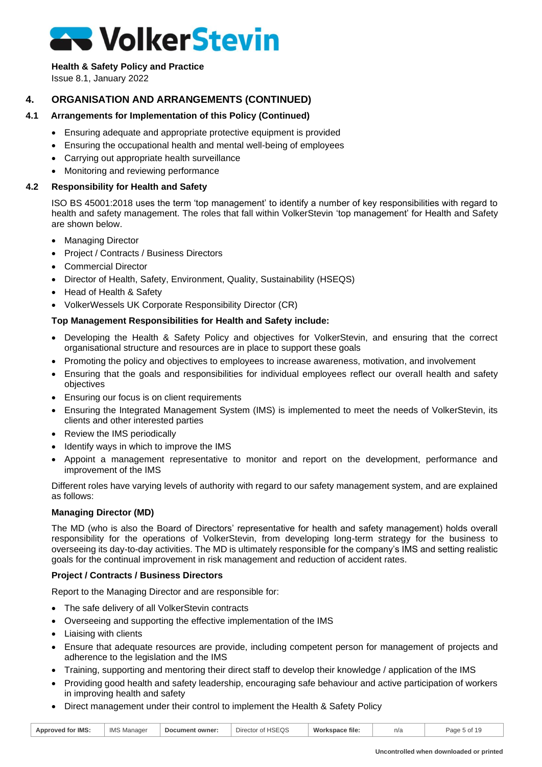## 4. ORGANISATION AND ARRANGEMENTS (CONTINUED)

### 4.1 Arrangements for Implementation of this Policy (Continued)

- Ensuring adequate and appropriate protective equipment is provided
- Ensuring the occupational health and mental well-being of employees
- Carrying out appropriate health surveillance
- Monitoring and reviewing performance

### 4.2 Responsibility for Health and Safety

ISO BS 45001:2018 uses the term 'top management' to identify a number of key responsibilities with regard to health and safety management. The roles that fall within VolkerStevin 'top management' for Health and Safety are shown below.

- Managing Director
- Project / Contracts / Business Directors
- Commercial Director
- Director of Health, Safety, Environment, Quality, Sustainability (HSEQS)
- Head of Health & Safety
- VolkerWessels UK Corporate Responsibility Director (CR)

**Top Management Responsibilities for Health and Safety include:**

- Developing the Health & Safety Policy and objectives for VolkerStevin, and ensuring that the correct organisational structure and resources are in place to support these goals
- Promoting the policy and objectives to employees to increase awareness, motivation, and involvement
- Ensuring that the goals and responsibilities for individual employees reflect our overall health and safety objectives
- Ensuring our focus is on client requirements
- Ensuring the Integrated Management System (IMS) is implemented to meet the needs of VolkerStevin, its clients and other interested parties
- Review the IMS periodically
- Identify ways in which to improve the IMS
- Appoint a management representative to monitor and report on the development, performance and improvement of the IMS

Different roles have varying levels of authority with regard to our safety management system, and are explained as follows:

**Managing Director (MD)**

The MD (who is also the Board of Directors' representative for health and safety management) holds overall responsibility for the operations of VolkerStevin, from developing long-term strategy for the business to overseeing its day-to-day activities. The MD is ultimately responsible for the company's IMS and setting realistic goals for the continual improvement in risk management and reduction of accident rates.

**Project / Contracts / Business Directors**

Report to the Managing Director and are responsible for:

- The safe delivery of all VolkerStevin contracts
- Overseeing and supporting the effective implementation of the IMS
- Liaising with clients
- Ensure that adequate resources are provide, including competent person for management of projects and adherence to the legislation and the IMS
- Training, supporting and mentoring their direct staff to develop their knowledge / application of the IMS
- Providing good health and safety leadership, encouraging safe behaviour and active participation of workers in improving health and safety
- Direct management under their control to implement the Health & Safety Policy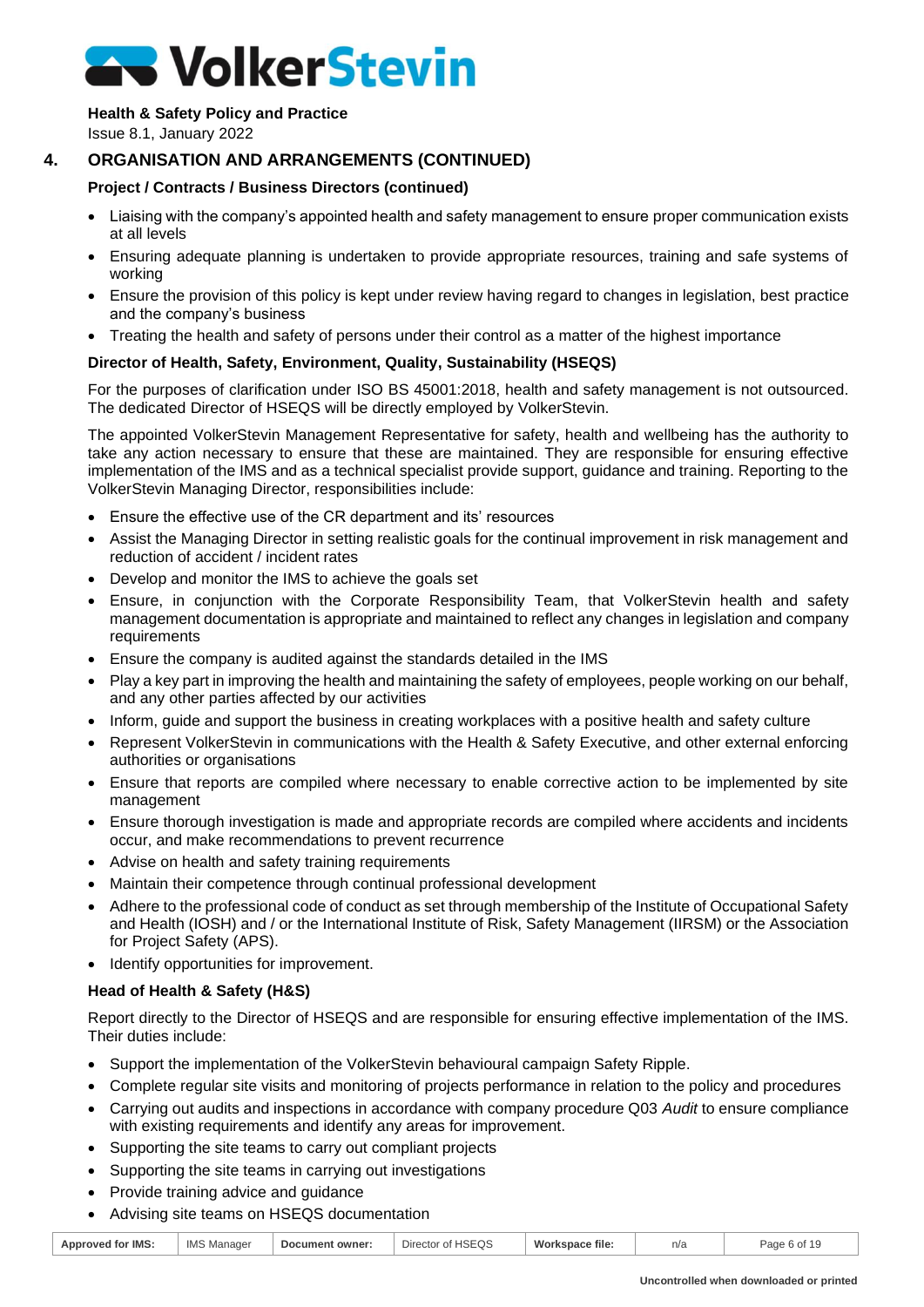## 4. ORGANISATION AND ARRANGEMENTS (CONTINUED)

### Project / Contracts / Business Directors (continued)

- Liaising with the company's appointed health and safety management to ensure proper communication exists at all levels
- Ensuring adequate planning is undertaken to provide appropriate resources, training and safe systems of working
- Ensure the provision of this policy is kept under review having regard to changes in legislation, best practice and the company's business
- Treating the health and safety of persons under their control as a matter of the highest importance

### Director of Health, Safety, Environment, Quality, Sustainability (HSEQS)

For the purposes of clarification under ISO BS 45001:2018, health and safety management is not outsourced. The dedicated Director of HSEQS will be directly employed by VolkerStevin.

The appointed VolkerStevin Management Representative for safety, health and wellbeing has the authority to take any action necessary to ensure that these are maintained. They are responsible for ensuring effective implementation of the IMS and as a technical specialist provide support, guidance and training. Reporting to the VolkerStevin Managing Director, responsibilities include:

- Ensure the effective use of the CR department and its' resources
- Assist the Managing Director in setting realistic goals for the continual improvement in risk management and reduction of accident / incident rates
- Develop and monitor the IMS to achieve the goals set
- Ensure, in conjunction with the Corporate Responsibility Team, that VolkerStevin health and safety management documentation is appropriate and maintained to reflect any changes in legislation and company requirements
- Ensure the company is audited against the standards detailed in the IMS
- Play a key part in improving the health and maintaining the safety of employees, people working on our behalf, and any other parties affected by our activities
- Inform, guide and support the business in creating workplaces with a positive health and safety culture
- Represent VolkerStevin in communications with the Health & Safety Executive, and other external enforcing authorities or organisations
- Ensure that reports are compiled where necessary to enable corrective action to be implemented by site management
- Ensure thorough investigation is made and appropriate records are compiled where accidents and incidents occur, and make recommendations to prevent recurrence
- Advise on health and safety training requirements
- Maintain their competence through continual professional development
- Adhere to the professional code of conduct as set through membership of the Institute of Occupational Safety and Health (IOSH) and / or the International Institute of Risk, Safety Management (IIRSM) or the Association for Project Safety (APS).
- Identify opportunities for improvement.

### Head of Health & Safety (H&S)

Report directly to the Director of HSEQS and are responsible for ensuring effective implementation of the IMS. Their duties include:

- Support the implementation of the VolkerStevin behavioural campaign Safety Ripple.
- Complete regular site visits and monitoring of projects performance in relation to the policy and procedures
- Carrying out audits and inspections in accordance with company procedure Q03 *Audit* to ensure compliance with existing requirements and identify any areas for improvement.
- Supporting the site teams to carry out compliant projects
- Supporting the site teams in carrying out investigations
- Provide training advice and guidance
- Advising site teams on HSEQS documentation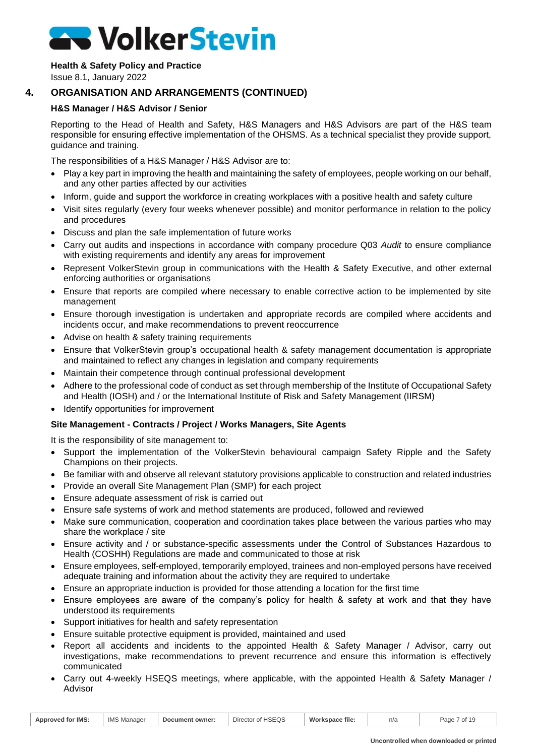## 4. ORGANISATION AND ARRANGEMENTS (CONTINUED)

### H&S Manager / H&S Advisor / Senior

Reporting to the Head of Health and Safety, H&S Managers and H&S Advisors are part of the H&S team responsible for ensuring effective implementation of the OHSMS. As a technical specialist they provide support, guidance and training.

The responsibilities of a H&S Manager / H&S Advisor are to:

- Play a key part in improving the health and maintaining the safety of employees, people working on our behalf, and any other parties affected by our activities
- Inform, guide and support the workforce in creating workplaces with a positive health and safety culture
- Visit sites regularly (every four weeks whenever possible) and monitor performance in relation to the policy and procedures
- Discuss and plan the safe implementation of future works
- Carry out audits and inspections in accordance with company procedure Q03 *Audit* to ensure compliance with existing requirements and identify any areas for improvement
- Represent VolkerStevin group in communications with the Health & Safety Executive, and other external enforcing authorities or organisations
- Ensure that reports are compiled where necessary to enable corrective action to be implemented by site management
- Ensure thorough investigation is undertaken and appropriate records are compiled where accidents and incidents occur, and make recommendations to prevent reoccurrence
- Advise on health & safety training requirements
- Ensure that VolkerStevin group's occupational health & safety management documentation is appropriate and maintained to reflect any changes in legislation and company requirements
- Maintain their competence through continual professional development
- Adhere to the professional code of conduct as set through membership of the Institute of Occupational Safety and Health (IOSH) and / or the International Institute of Risk and Safety Management (IIRSM)
- Identify opportunities for improvement

### Site Management - Contracts / Project / Works Managers, Site Agents

It is the responsibility of site management to:

- Support the implementation of the VolkerStevin behavioural campaign Safety Ripple and the Safety Champions on their projects.
- Be familiar with and observe all relevant statutory provisions applicable to construction and related industries
- Provide an overall Site Management Plan (SMP) for each project
- Ensure adequate assessment of risk is carried out
- Ensure safe systems of work and method statements are produced, followed and reviewed
- Make sure communication, cooperation and coordination takes place between the various parties who may share the workplace / site
- Ensure activity and / or substance-specific assessments under the Control of Substances Hazardous to Health (COSHH) Regulations are made and communicated to those at risk
- Ensure employees, self-employed, temporarily employed, trainees and non-employed persons have received adequate training and information about the activity they are required to undertake
- Ensure an appropriate induction is provided for those attending a location for the first time
- Ensure employees are aware of the company's policy for health & safety at work and that they have understood its requirements
- Support initiatives for health and safety representation
- Ensure suitable protective equipment is provided, maintained and used
- Report all accidents and incidents to the appointed Health & Safety Manager / Advisor, carry out investigations, make recommendations to prevent recurrence and ensure this information is effectively communicated
- Carry out 4-weekly HSEQS meetings, where applicable, with the appointed Health & Safety Manager / Advisor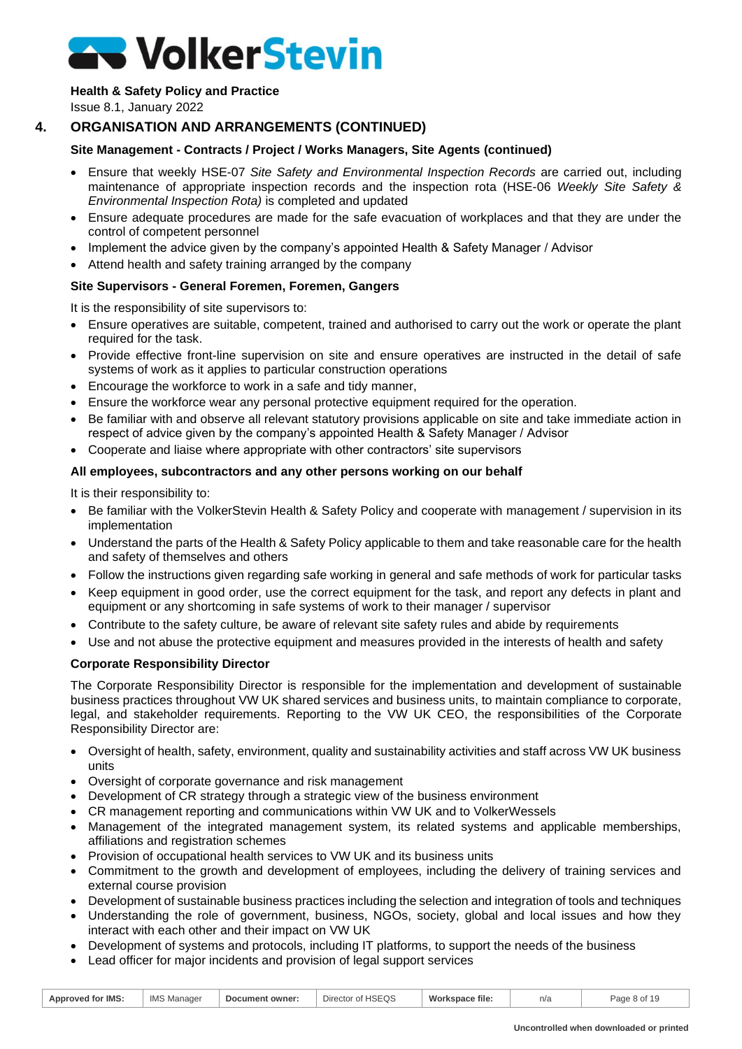## 4. ORGANISATION AND ARRANGEMENTS (CONTINUED)

### Site Management - Contracts / Project / Works Managers, Site Agents (continued)

- Ensure that weekly HSE-07 *Site Safety and Environmental Inspection Records* are carried out, including maintenance of appropriate inspection records and the inspection rota (HSE-06 *Weekly Site Safety & Environmental Inspection Rota)* is completed and updated
- Ensure adequate procedures are made for the safe evacuation of workplaces and that they are under the control of competent personnel
- Implement the advice given by the company's appointed Health & Safety Manager / Advisor
- Attend health and safety training arranged by the company

### Site Supervisors - General Foremen, Foremen, Gangers

It is the responsibility of site supervisors to:

- Ensure operatives are suitable, competent, trained and authorised to carry out the work or operate the plant required for the task.
- Provide effective front-line supervision on site and ensure operatives are instructed in the detail of safe systems of work as it applies to particular construction operations
- Encourage the workforce to work in a safe and tidy manner,
- Ensure the workforce wear any personal protective equipment required for the operation.
- Be familiar with and observe all relevant statutory provisions applicable on site and take immediate action in respect of advice given by the company's appointed Health & Safety Manager / Advisor
- Cooperate and liaise where appropriate with other contractors' site supervisors

### All employees, subcontractors and any other persons working on our behalf

It is their responsibility to:

- Be familiar with the VolkerStevin Health & Safety Policy and cooperate with management / supervision in its implementation
- Understand the parts of the Health & Safety Policy applicable to them and take reasonable care for the health and safety of themselves and others
- Follow the instructions given regarding safe working in general and safe methods of work for particular tasks
- Keep equipment in good order, use the correct equipment for the task, and report any defects in plant and equipment or any shortcoming in safe systems of work to their manager / supervisor
- Contribute to the safety culture, be aware of relevant site safety rules and abide by requirements
- Use and not abuse the protective equipment and measures provided in the interests of health and safety

### Corporate Responsibility Director

The Corporate Responsibility Director is responsible for the implementation and development of sustainable business practices throughout VW UK shared services and business units, to maintain compliance to corporate, legal, and stakeholder requirements. Reporting to the VW UK CEO, the responsibilities of the Corporate Responsibility Director are:

- Oversight of health, safety, environment, quality and sustainability activities and staff across VW UK business units
- Oversight of corporate governance and risk management
- Development of CR strategy through a strategic view of the business environment
- CR management reporting and communications within VW UK and to VolkerWessels
- Management of the integrated management system, its related systems and applicable memberships, affiliations and registration schemes
- Provision of occupational health services to VW UK and its business units
- Commitment to the growth and development of employees, including the delivery of training services and external course provision
- Development of sustainable business practices including the selection and integration of tools and techniques
- Understanding the role of government, business, NGOs, society, global and local issues and how they interact with each other and their impact on VW UK
- Development of systems and protocols, including IT platforms, to support the needs of the business
- Lead officer for major incidents and provision of legal support services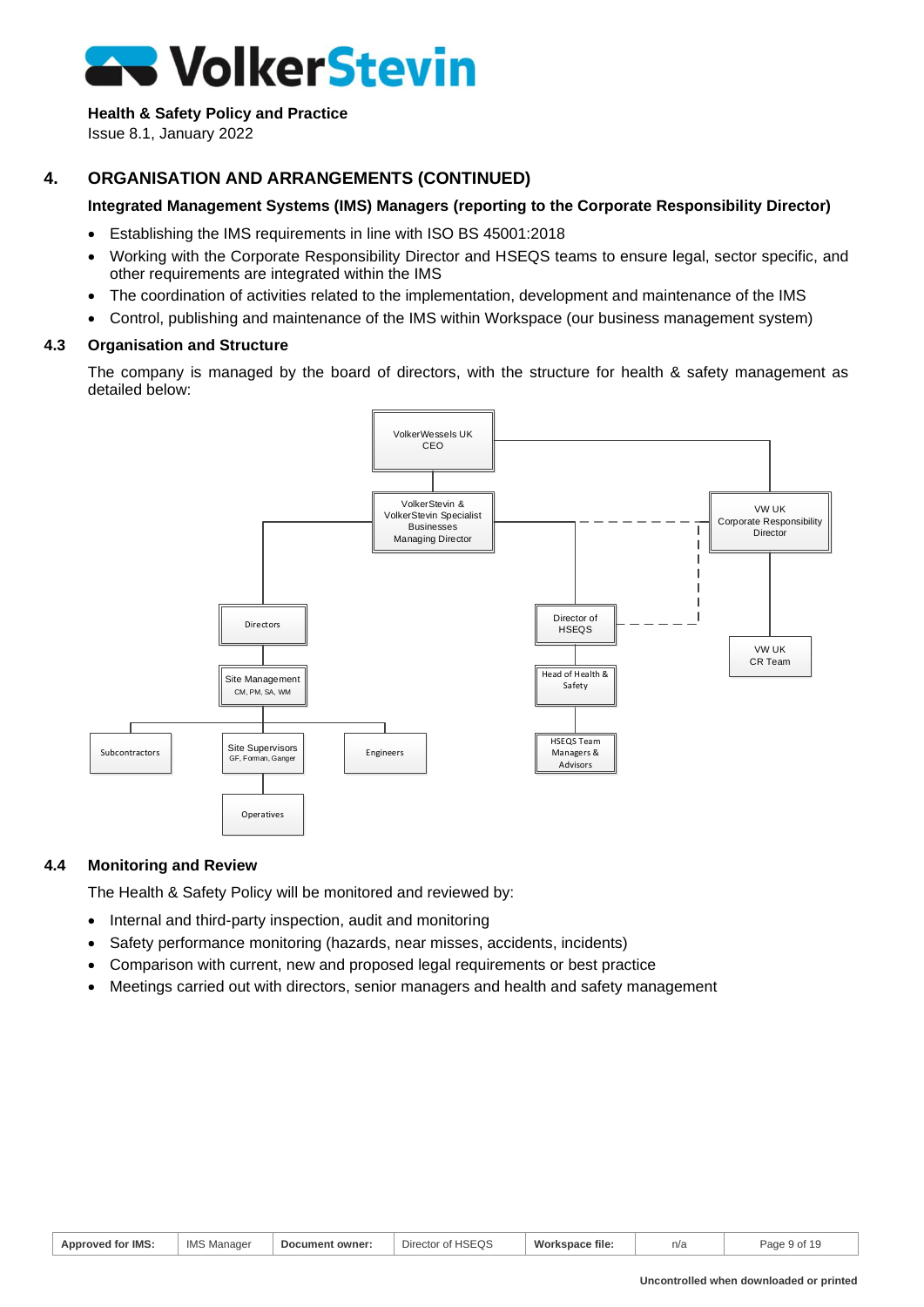## 4. ORGANISATION AND ARRANGEMENTS (CONTINUED)

**Integrated Management Systems (IMS) Managers (reporting to the Corporate Responsibility Director)**

- Establishing the IMS requirements in line with ISO BS 45001:2018
- Working with the Corporate Responsibility Director and HSEQS teams to ensure legal, sector specific, and other requirements are integrated within the IMS
- The coordination of activities related to the implementation, development and maintenance of the IMS
- Control, publishing and maintenance of the IMS within Workspace (our business management system)

### 4.3 Organisation and Structure

The company is managed by the board of directors, with the structure for health & safety management as detailed below:

VolkerWessels UK CEO

VolkerStevin & VolkerStevin Specialist Businesses Managing Director

VW UK Corporate Responsibility Director

Directors

Director of HSEQS

VW UK CR Team

Site Management
CM, PM, SA, WM

Head of Health & Safety

Subcontractors

Site Supervisors
GF, Forman, Ganger

Engineers

HSEQS Team Managers & Advisors

Operatives

### 4.4 Monitoring and Review

The Health & Safety Policy will be monitored and reviewed by:

- Internal and third-party inspection, audit and monitoring
- Safety performance monitoring (hazards, near misses, accidents, incidents)
- Comparison with current, new and proposed legal requirements or best practice
- Meetings carried out with directors, senior managers and health and safety management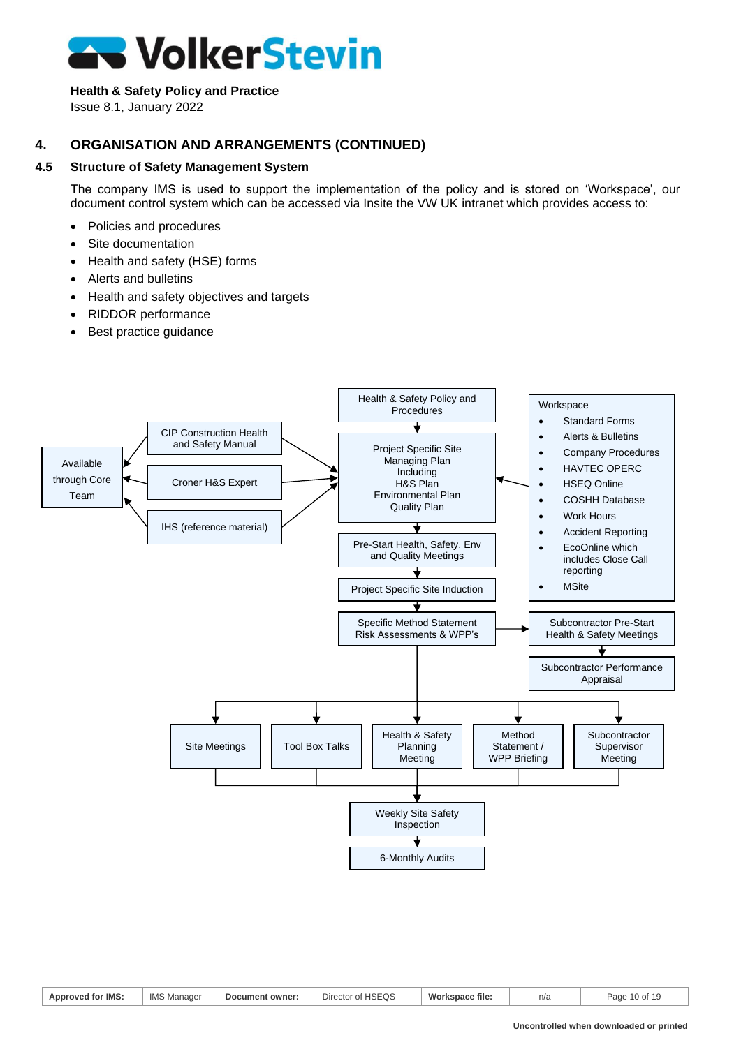# 4. ORGANISATION AND ARRANGEMENTS (CONTINUED)

## 4.5 Structure of Safety Management System

The company IMS is used to support the implementation of the policy and is stored on 'Workspace', our document control system which can be accessed via Insite the VW UK intranet which provides access to:

- Policies and procedures
- Site documentation
- Health and safety (HSE) forms
- Alerts and bulletins
- Health and safety objectives and targets
- RIDDOR performance
- Best practice guidance

Health & Safety Policy and Procedures

Available through Core Team

CIP Construction Health and Safety Manual

Croner H&S Expert

IHS (reference material)

Project Specific Site Managing Plan Including H&S Plan Environmental Plan Quality Plan

Workspace
- Standard Forms
- Alerts & Bulletins
- Company Procedures
- HAVTEC OPERC
- HSEQ Online
- COSHH Database
- Work Hours
- Accident Reporting
- EcoOnline which includes Close Call reporting
- MSite

Pre-Start Health, Safety, Env and Quality Meetings

Project Specific Site Induction

Specific Method Statement Risk Assessments & WPP's

Subcontractor Pre-Start Health & Safety Meetings

Subcontractor Performance Appraisal

Site Meetings

Tool Box Talks

Health & Safety Planning Meeting

Method Statement / WPP Briefing

Subcontractor Supervisor Meeting

Weekly Site Safety Inspection

6-Monthly Audits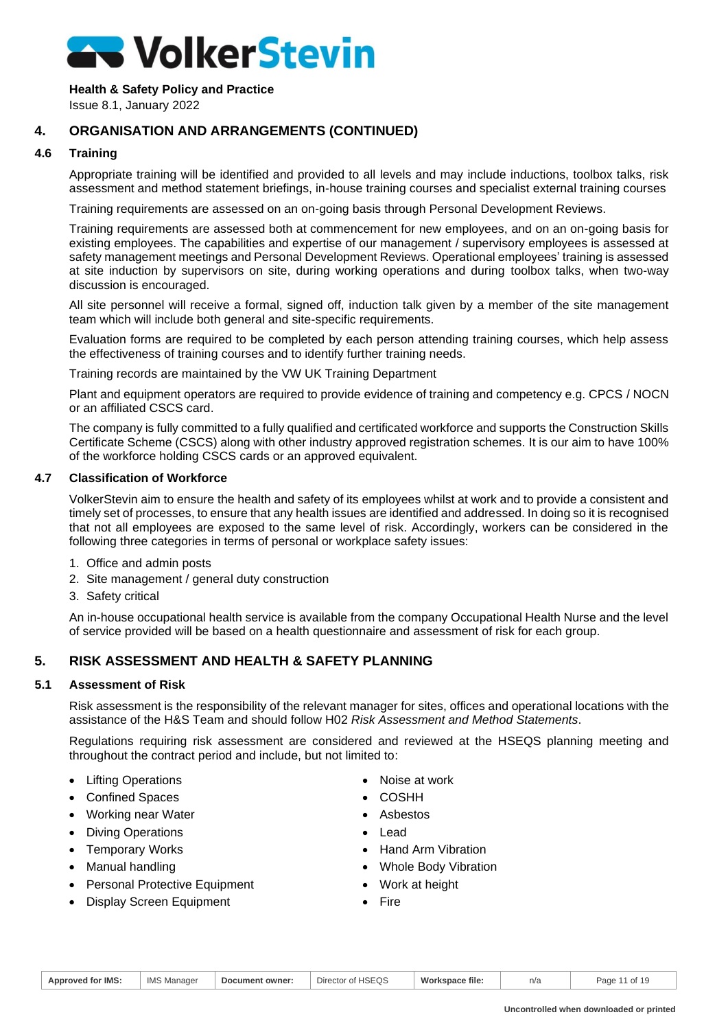## 4. ORGANISATION AND ARRANGEMENTS (CONTINUED)

### 4.6 Training

Appropriate training will be identified and provided to all levels and may include inductions, toolbox talks, risk assessment and method statement briefings, in-house training courses and specialist external training courses

Training requirements are assessed on an on-going basis through Personal Development Reviews.

Training requirements are assessed both at commencement for new employees, and on an on-going basis for existing employees. The capabilities and expertise of our management / supervisory employees is assessed at safety management meetings and Personal Development Reviews. Operational employees' training is assessed at site induction by supervisors on site, during working operations and during toolbox talks, when two-way discussion is encouraged.

All site personnel will receive a formal, signed off, induction talk given by a member of the site management team which will include both general and site-specific requirements.

Evaluation forms are required to be completed by each person attending training courses, which help assess the effectiveness of training courses and to identify further training needs.

Training records are maintained by the VW UK Training Department

Plant and equipment operators are required to provide evidence of training and competency e.g. CPCS / NOCN or an affiliated CSCS card.

The company is fully committed to a fully qualified and certificated workforce and supports the Construction Skills Certificate Scheme (CSCS) along with other industry approved registration schemes. It is our aim to have 100% of the workforce holding CSCS cards or an approved equivalent.

### 4.7 Classification of Workforce

VolkerStevin aim to ensure the health and safety of its employees whilst at work and to provide a consistent and timely set of processes, to ensure that any health issues are identified and addressed. In doing so it is recognised that not all employees are exposed to the same level of risk. Accordingly, workers can be considered in the following three categories in terms of personal or workplace safety issues:

1. Office and admin posts
2. Site management / general duty construction
3. Safety critical

An in-house occupational health service is available from the company Occupational Health Nurse and the level of service provided will be based on a health questionnaire and assessment of risk for each group.

## 5. RISK ASSESSMENT AND HEALTH & SAFETY PLANNING

### 5.1 Assessment of Risk

Risk assessment is the responsibility of the relevant manager for sites, offices and operational locations with the assistance of the H&S Team and should follow H02 *Risk Assessment and Method Statements*.

Regulations requiring risk assessment are considered and reviewed at the HSEQS planning meeting and throughout the contract period and include, but not limited to:

- Lifting Operations
- Confined Spaces
- Working near Water
- Diving Operations
- Temporary Works
- Manual handling
- Personal Protective Equipment
- Display Screen Equipment
- Noise at work
- COSHH
- Asbestos
- Lead
- Hand Arm Vibration
- Whole Body Vibration
- Work at height
- Fire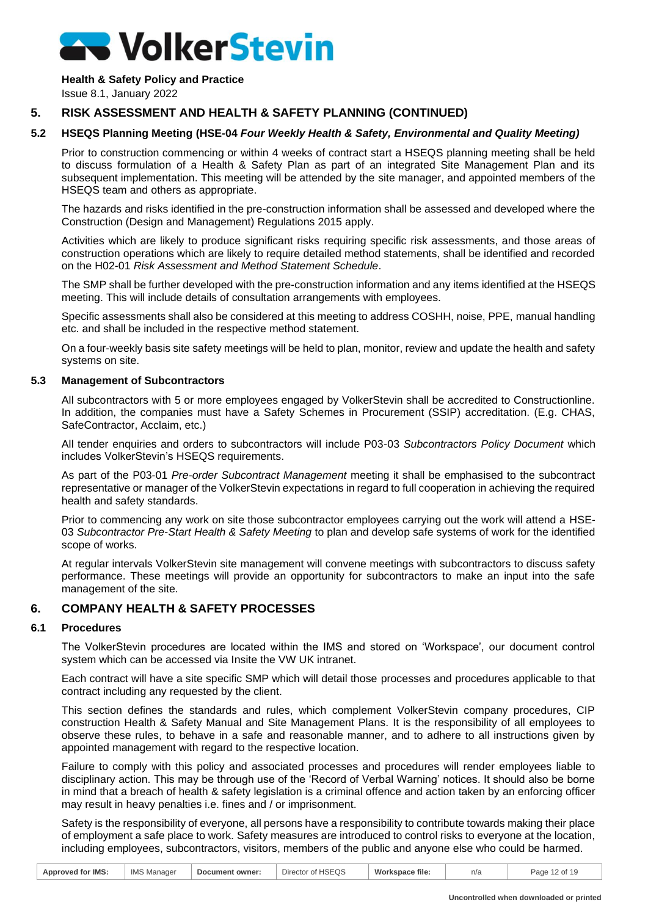## 5. RISK ASSESSMENT AND HEALTH & SAFETY PLANNING (CONTINUED)

### 5.2 HSEQS Planning Meeting (HSE-04 *Four Weekly Health & Safety, Environmental and Quality Meeting)*

Prior to construction commencing or within 4 weeks of contract start a HSEQS planning meeting shall be held to discuss formulation of a Health & Safety Plan as part of an integrated Site Management Plan and its subsequent implementation. This meeting will be attended by the site manager, and appointed members of the HSEQS team and others as appropriate.

The hazards and risks identified in the pre-construction information shall be assessed and developed where the Construction (Design and Management) Regulations 2015 apply.

Activities which are likely to produce significant risks requiring specific risk assessments, and those areas of construction operations which are likely to require detailed method statements, shall be identified and recorded on the H02-01 *Risk Assessment and Method Statement Schedule*.

The SMP shall be further developed with the pre-construction information and any items identified at the HSEQS meeting. This will include details of consultation arrangements with employees.

Specific assessments shall also be considered at this meeting to address COSHH, noise, PPE, manual handling etc. and shall be included in the respective method statement.

On a four-weekly basis site safety meetings will be held to plan, monitor, review and update the health and safety systems on site.

### 5.3 Management of Subcontractors

All subcontractors with 5 or more employees engaged by VolkerStevin shall be accredited to Constructionline. In addition, the companies must have a Safety Schemes in Procurement (SSIP) accreditation. (E.g. CHAS, SafeContractor, Acclaim, etc.)

All tender enquiries and orders to subcontractors will include P03-03 *Subcontractors Policy Document* which includes VolkerStevin's HSEQS requirements.

As part of the P03-01 *Pre-order Subcontract Management* meeting it shall be emphasised to the subcontract representative or manager of the VolkerStevin expectations in regard to full cooperation in achieving the required health and safety standards.

Prior to commencing any work on site those subcontractor employees carrying out the work will attend a HSE-03 *Subcontractor Pre-Start Health & Safety Meeting* to plan and develop safe systems of work for the identified scope of works.

At regular intervals VolkerStevin site management will convene meetings with subcontractors to discuss safety performance. These meetings will provide an opportunity for subcontractors to make an input into the safe management of the site.

## 6. COMPANY HEALTH & SAFETY PROCESSES

### 6.1 Procedures

The VolkerStevin procedures are located within the IMS and stored on 'Workspace', our document control system which can be accessed via Insite the VW UK intranet.

Each contract will have a site specific SMP which will detail those processes and procedures applicable to that contract including any requested by the client.

This section defines the standards and rules, which complement VolkerStevin company procedures, CIP construction Health & Safety Manual and Site Management Plans. It is the responsibility of all employees to observe these rules, to behave in a safe and reasonable manner, and to adhere to all instructions given by appointed management with regard to the respective location.

Failure to comply with this policy and associated processes and procedures will render employees liable to disciplinary action. This may be through use of the 'Record of Verbal Warning' notices. It should also be borne in mind that a breach of health & safety legislation is a criminal offence and action taken by an enforcing officer may result in heavy penalties i.e. fines and / or imprisonment.

Safety is the responsibility of everyone, all persons have a responsibility to contribute towards making their place of employment a safe place to work. Safety measures are introduced to control risks to everyone at the location, including employees, subcontractors, visitors, members of the public and anyone else who could be harmed.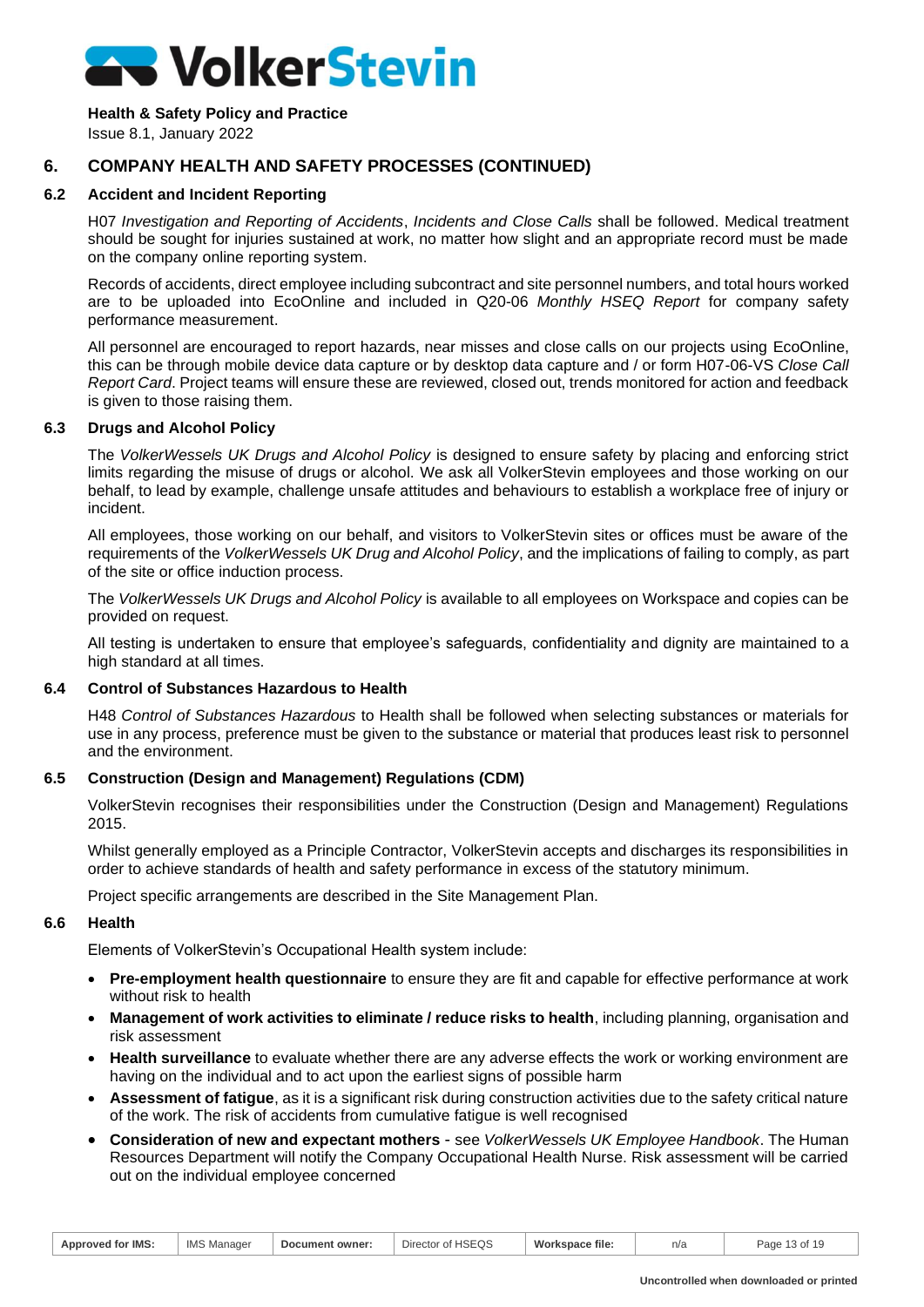## 6. COMPANY HEALTH AND SAFETY PROCESSES (CONTINUED)

### 6.2 Accident and Incident Reporting

H07 *Investigation and Reporting of Accidents*, *Incidents and Close Calls* shall be followed. Medical treatment should be sought for injuries sustained at work, no matter how slight and an appropriate record must be made on the company online reporting system.

Records of accidents, direct employee including subcontract and site personnel numbers, and total hours worked are to be uploaded into EcoOnline and included in Q20-06 *Monthly HSEQ Report* for company safety performance measurement.

All personnel are encouraged to report hazards, near misses and close calls on our projects using EcoOnline, this can be through mobile device data capture or by desktop data capture and / or form H07-06-VS *Close Call Report Card*. Project teams will ensure these are reviewed, closed out, trends monitored for action and feedback is given to those raising them.

### 6.3 Drugs and Alcohol Policy

The *VolkerWessels UK Drugs and Alcohol Policy* is designed to ensure safety by placing and enforcing strict limits regarding the misuse of drugs or alcohol. We ask all VolkerStevin employees and those working on our behalf, to lead by example, challenge unsafe attitudes and behaviours to establish a workplace free of injury or incident.

All employees, those working on our behalf, and visitors to VolkerStevin sites or offices must be aware of the requirements of the *VolkerWessels UK Drug and Alcohol Policy*, and the implications of failing to comply, as part of the site or office induction process.

The *VolkerWessels UK Drugs and Alcohol Policy* is available to all employees on Workspace and copies can be provided on request.

All testing is undertaken to ensure that employee's safeguards, confidentiality and dignity are maintained to a high standard at all times.

### 6.4 Control of Substances Hazardous to Health

H48 *Control of Substances Hazardous* to Health shall be followed when selecting substances or materials for use in any process, preference must be given to the substance or material that produces least risk to personnel and the environment.

### 6.5 Construction (Design and Management) Regulations (CDM)

VolkerStevin recognises their responsibilities under the Construction (Design and Management) Regulations 2015.

Whilst generally employed as a Principle Contractor, VolkerStevin accepts and discharges its responsibilities in order to achieve standards of health and safety performance in excess of the statutory minimum.

Project specific arrangements are described in the Site Management Plan.

### 6.6 Health

Elements of VolkerStevin's Occupational Health system include:

- **Pre-employment health questionnaire** to ensure they are fit and capable for effective performance at work without risk to health
- **Management of work activities to eliminate / reduce risks to health**, including planning, organisation and risk assessment
- **Health surveillance** to evaluate whether there are any adverse effects the work or working environment are having on the individual and to act upon the earliest signs of possible harm
- **Assessment of fatigue**, as it is a significant risk during construction activities due to the safety critical nature of the work. The risk of accidents from cumulative fatigue is well recognised
- **Consideration of new and expectant mothers** - see *VolkerWessels UK Employee Handbook*. The Human Resources Department will notify the Company Occupational Health Nurse. Risk assessment will be carried out on the individual employee concerned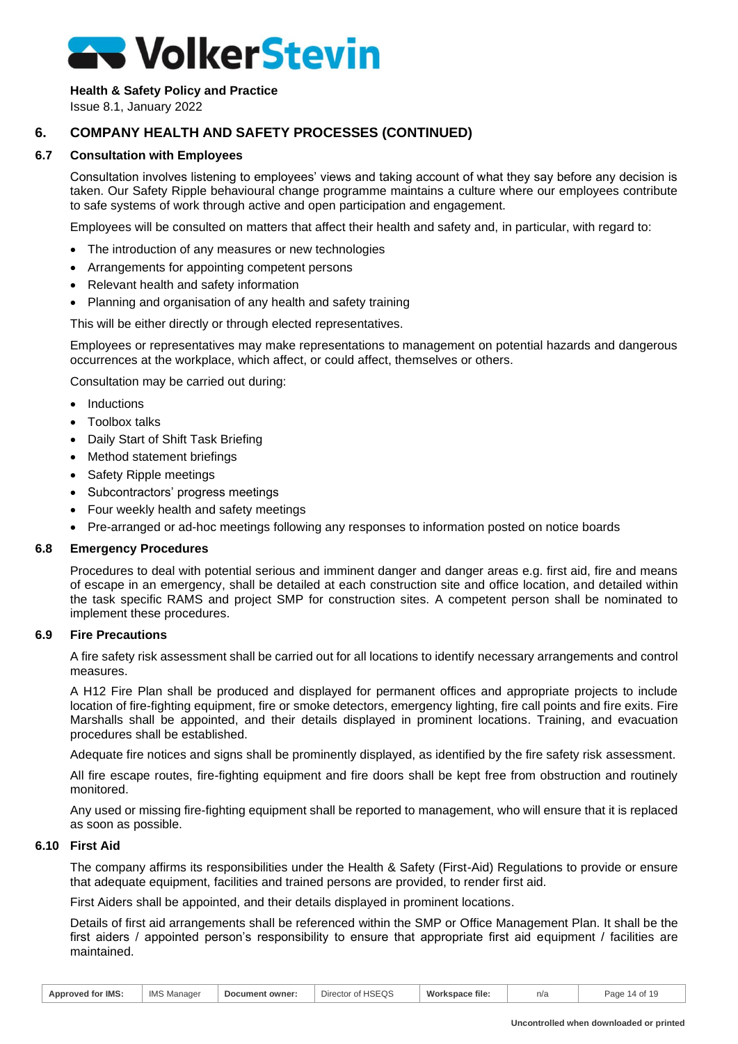## 6. COMPANY HEALTH AND SAFETY PROCESSES (CONTINUED)

### 6.7 Consultation with Employees

Consultation involves listening to employees' views and taking account of what they say before any decision is taken. Our Safety Ripple behavioural change programme maintains a culture where our employees contribute to safe systems of work through active and open participation and engagement.

Employees will be consulted on matters that affect their health and safety and, in particular, with regard to:

- The introduction of any measures or new technologies
- Arrangements for appointing competent persons
- Relevant health and safety information
- Planning and organisation of any health and safety training

This will be either directly or through elected representatives.

Employees or representatives may make representations to management on potential hazards and dangerous occurrences at the workplace, which affect, or could affect, themselves or others.

Consultation may be carried out during:

- Inductions
- Toolbox talks
- Daily Start of Shift Task Briefing
- Method statement briefings
- Safety Ripple meetings
- Subcontractors' progress meetings
- Four weekly health and safety meetings
- Pre-arranged or ad-hoc meetings following any responses to information posted on notice boards

### 6.8 Emergency Procedures

Procedures to deal with potential serious and imminent danger and danger areas e.g. first aid, fire and means of escape in an emergency, shall be detailed at each construction site and office location, and detailed within the task specific RAMS and project SMP for construction sites. A competent person shall be nominated to implement these procedures.

### 6.9 Fire Precautions

A fire safety risk assessment shall be carried out for all locations to identify necessary arrangements and control measures.

A H12 Fire Plan shall be produced and displayed for permanent offices and appropriate projects to include location of fire-fighting equipment, fire or smoke detectors, emergency lighting, fire call points and fire exits. Fire Marshalls shall be appointed, and their details displayed in prominent locations. Training, and evacuation procedures shall be established.

Adequate fire notices and signs shall be prominently displayed, as identified by the fire safety risk assessment.

All fire escape routes, fire-fighting equipment and fire doors shall be kept free from obstruction and routinely monitored.

Any used or missing fire-fighting equipment shall be reported to management, who will ensure that it is replaced as soon as possible.

### 6.10 First Aid

The company affirms its responsibilities under the Health & Safety (First-Aid) Regulations to provide or ensure that adequate equipment, facilities and trained persons are provided, to render first aid.

First Aiders shall be appointed, and their details displayed in prominent locations.

Details of first aid arrangements shall be referenced within the SMP or Office Management Plan. It shall be the first aiders / appointed person's responsibility to ensure that appropriate first aid equipment / facilities are maintained.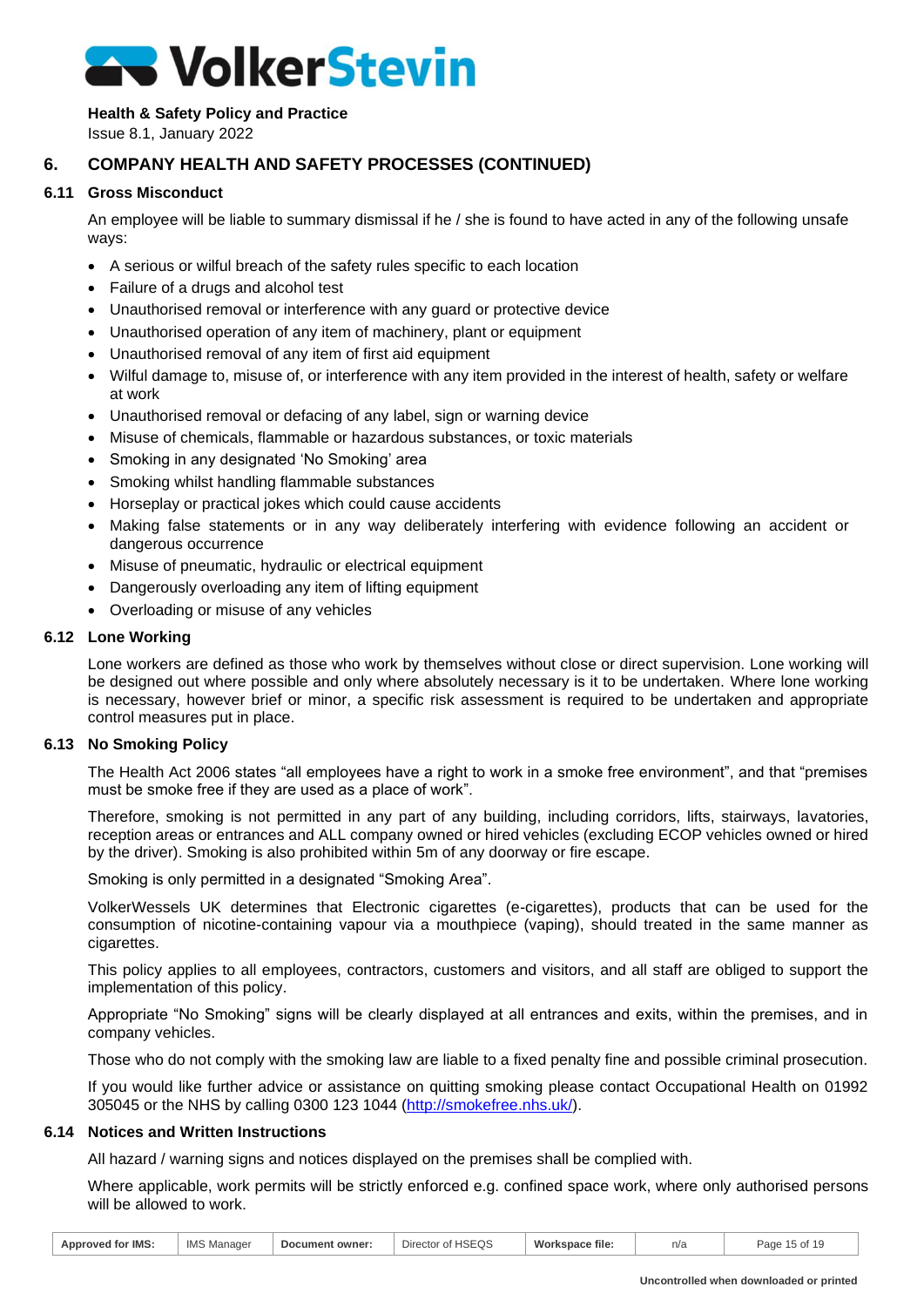## 6. COMPANY HEALTH AND SAFETY PROCESSES (CONTINUED)

### 6.11 Gross Misconduct

An employee will be liable to summary dismissal if he / she is found to have acted in any of the following unsafe ways:

- A serious or wilful breach of the safety rules specific to each location
- Failure of a drugs and alcohol test
- Unauthorised removal or interference with any guard or protective device
- Unauthorised operation of any item of machinery, plant or equipment
- Unauthorised removal of any item of first aid equipment
- Wilful damage to, misuse of, or interference with any item provided in the interest of health, safety or welfare at work
- Unauthorised removal or defacing of any label, sign or warning device
- Misuse of chemicals, flammable or hazardous substances, or toxic materials
- Smoking in any designated 'No Smoking' area
- Smoking whilst handling flammable substances
- Horseplay or practical jokes which could cause accidents
- Making false statements or in any way deliberately interfering with evidence following an accident or dangerous occurrence
- Misuse of pneumatic, hydraulic or electrical equipment
- Dangerously overloading any item of lifting equipment
- Overloading or misuse of any vehicles

### 6.12 Lone Working

Lone workers are defined as those who work by themselves without close or direct supervision. Lone working will be designed out where possible and only where absolutely necessary is it to be undertaken. Where lone working is necessary, however brief or minor, a specific risk assessment is required to be undertaken and appropriate control measures put in place.

### 6.13 No Smoking Policy

The Health Act 2006 states "all employees have a right to work in a smoke free environment", and that "premises must be smoke free if they are used as a place of work".

Therefore, smoking is not permitted in any part of any building, including corridors, lifts, stairways, lavatories, reception areas or entrances and ALL company owned or hired vehicles (excluding ECOP vehicles owned or hired by the driver). Smoking is also prohibited within 5m of any doorway or fire escape.

Smoking is only permitted in a designated "Smoking Area".

VolkerWessels UK determines that Electronic cigarettes (e-cigarettes), products that can be used for the consumption of nicotine-containing vapour via a mouthpiece (vaping), should treated in the same manner as cigarettes.

This policy applies to all employees, contractors, customers and visitors, and all staff are obliged to support the implementation of this policy.

Appropriate "No Smoking" signs will be clearly displayed at all entrances and exits, within the premises, and in company vehicles.

Those who do not comply with the smoking law are liable to a fixed penalty fine and possible criminal prosecution.

If you would like further advice or assistance on quitting smoking please contact Occupational Health on 01992 305045 or the NHS by calling 0300 123 1044 (http://smokefree.nhs.uk/).

### 6.14 Notices and Written Instructions

All hazard / warning signs and notices displayed on the premises shall be complied with.

Where applicable, work permits will be strictly enforced e.g. confined space work, where only authorised persons will be allowed to work.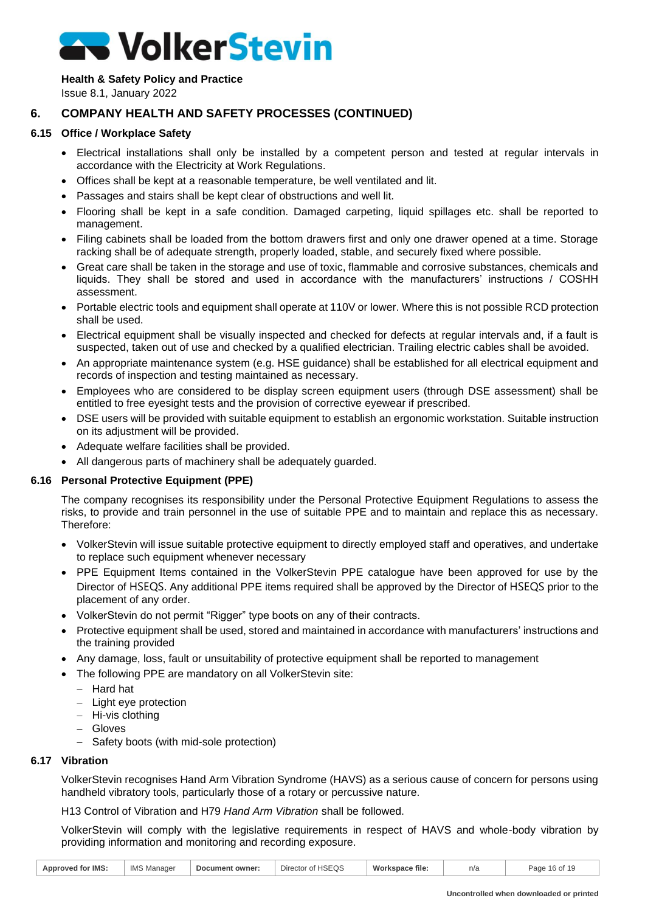## 6. COMPANY HEALTH AND SAFETY PROCESSES (CONTINUED)

### 6.15 Office / Workplace Safety

- Electrical installations shall only be installed by a competent person and tested at regular intervals in accordance with the Electricity at Work Regulations.
- Offices shall be kept at a reasonable temperature, be well ventilated and lit.
- Passages and stairs shall be kept clear of obstructions and well lit.
- Flooring shall be kept in a safe condition. Damaged carpeting, liquid spillages etc. shall be reported to management.
- Filing cabinets shall be loaded from the bottom drawers first and only one drawer opened at a time. Storage racking shall be of adequate strength, properly loaded, stable, and securely fixed where possible.
- Great care shall be taken in the storage and use of toxic, flammable and corrosive substances, chemicals and liquids. They shall be stored and used in accordance with the manufacturers' instructions / COSHH assessment.
- Portable electric tools and equipment shall operate at 110V or lower. Where this is not possible RCD protection shall be used.
- Electrical equipment shall be visually inspected and checked for defects at regular intervals and, if a fault is suspected, taken out of use and checked by a qualified electrician. Trailing electric cables shall be avoided.
- An appropriate maintenance system (e.g. HSE guidance) shall be established for all electrical equipment and records of inspection and testing maintained as necessary.
- Employees who are considered to be display screen equipment users (through DSE assessment) shall be entitled to free eyesight tests and the provision of corrective eyewear if prescribed.
- DSE users will be provided with suitable equipment to establish an ergonomic workstation. Suitable instruction on its adjustment will be provided.
- Adequate welfare facilities shall be provided.
- All dangerous parts of machinery shall be adequately guarded.

### 6.16 Personal Protective Equipment (PPE)

The company recognises its responsibility under the Personal Protective Equipment Regulations to assess the risks, to provide and train personnel in the use of suitable PPE and to maintain and replace this as necessary. Therefore:

- VolkerStevin will issue suitable protective equipment to directly employed staff and operatives, and undertake to replace such equipment whenever necessary
- PPE Equipment Items contained in the VolkerStevin PPE catalogue have been approved for use by the Director of HSEQS. Any additional PPE items required shall be approved by the Director of HSEQS prior to the placement of any order.
- VolkerStevin do not permit "Rigger" type boots on any of their contracts.
- Protective equipment shall be used, stored and maintained in accordance with manufacturers' instructions and the training provided
- Any damage, loss, fault or unsuitability of protective equipment shall be reported to management
- The following PPE are mandatory on all VolkerStevin site:
  - Hard hat
  - Light eye protection
  - Hi-vis clothing
  - Gloves
  - Safety boots (with mid-sole protection)

### 6.17 Vibration

VolkerStevin recognises Hand Arm Vibration Syndrome (HAVS) as a serious cause of concern for persons using handheld vibratory tools, particularly those of a rotary or percussive nature.

H13 Control of Vibration and H79 *Hand Arm Vibration* shall be followed.

VolkerStevin will comply with the legislative requirements in respect of HAVS and whole-body vibration by providing information and monitoring and recording exposure.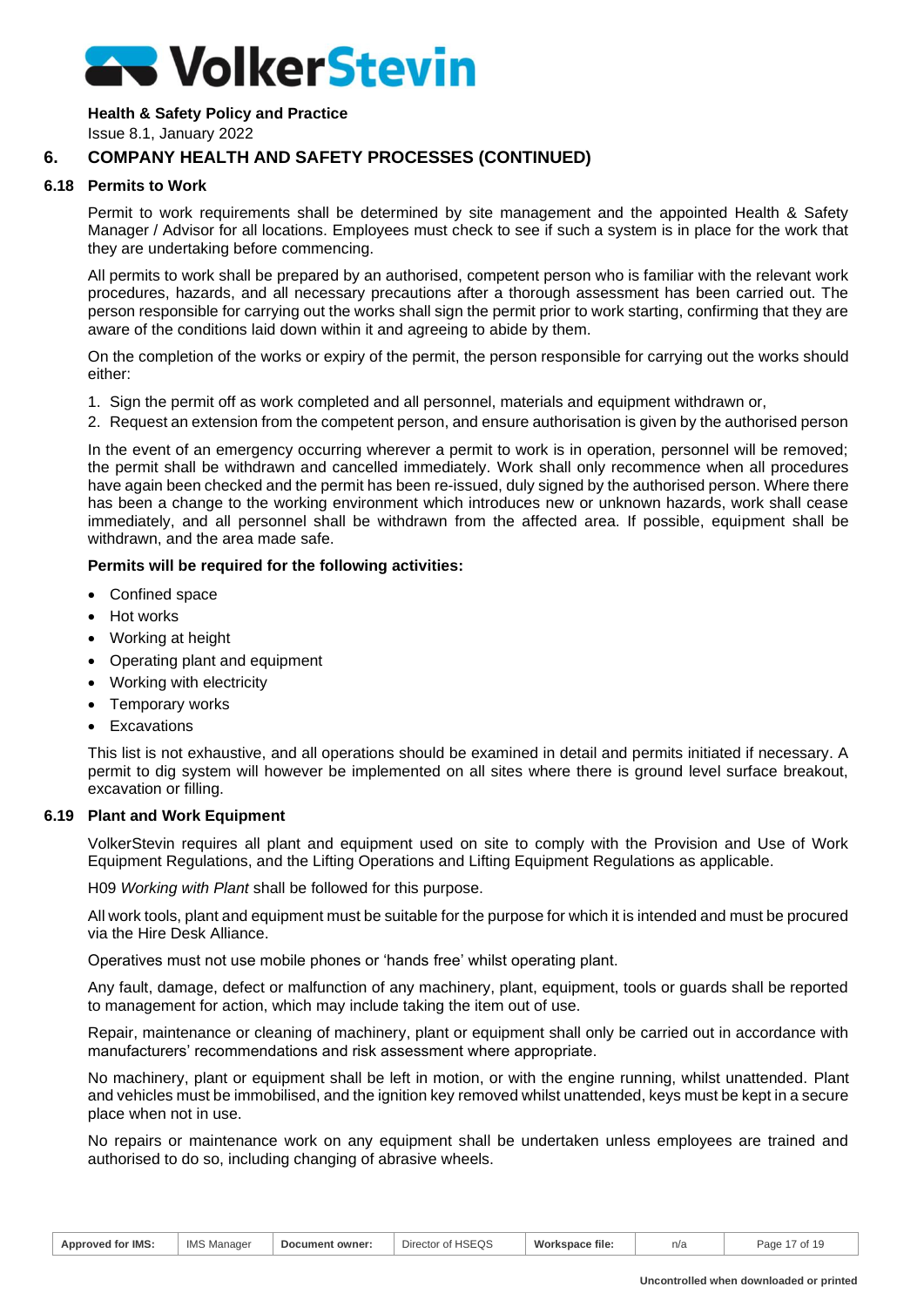## 6. COMPANY HEALTH AND SAFETY PROCESSES (CONTINUED)

### 6.18 Permits to Work

Permit to work requirements shall be determined by site management and the appointed Health & Safety Manager / Advisor for all locations. Employees must check to see if such a system is in place for the work that they are undertaking before commencing.

All permits to work shall be prepared by an authorised, competent person who is familiar with the relevant work procedures, hazards, and all necessary precautions after a thorough assessment has been carried out. The person responsible for carrying out the works shall sign the permit prior to work starting, confirming that they are aware of the conditions laid down within it and agreeing to abide by them.

On the completion of the works or expiry of the permit, the person responsible for carrying out the works should either:

1. Sign the permit off as work completed and all personnel, materials and equipment withdrawn or,
2. Request an extension from the competent person, and ensure authorisation is given by the authorised person

In the event of an emergency occurring wherever a permit to work is in operation, personnel will be removed; the permit shall be withdrawn and cancelled immediately. Work shall only recommence when all procedures have again been checked and the permit has been re-issued, duly signed by the authorised person. Where there has been a change to the working environment which introduces new or unknown hazards, work shall cease immediately, and all personnel shall be withdrawn from the affected area. If possible, equipment shall be withdrawn, and the area made safe.

**Permits will be required for the following activities:**

- Confined space
- Hot works
- Working at height
- Operating plant and equipment
- Working with electricity
- Temporary works
- Excavations

This list is not exhaustive, and all operations should be examined in detail and permits initiated if necessary. A permit to dig system will however be implemented on all sites where there is ground level surface breakout, excavation or filling.

### 6.19 Plant and Work Equipment

VolkerStevin requires all plant and equipment used on site to comply with the Provision and Use of Work Equipment Regulations, and the Lifting Operations and Lifting Equipment Regulations as applicable.

H09 *Working with Plant* shall be followed for this purpose.

All work tools, plant and equipment must be suitable for the purpose for which it is intended and must be procured via the Hire Desk Alliance.

Operatives must not use mobile phones or 'hands free' whilst operating plant.

Any fault, damage, defect or malfunction of any machinery, plant, equipment, tools or guards shall be reported to management for action, which may include taking the item out of use.

Repair, maintenance or cleaning of machinery, plant or equipment shall only be carried out in accordance with manufacturers' recommendations and risk assessment where appropriate.

No machinery, plant or equipment shall be left in motion, or with the engine running, whilst unattended. Plant and vehicles must be immobilised, and the ignition key removed whilst unattended, keys must be kept in a secure place when not in use.

No repairs or maintenance work on any equipment shall be undertaken unless employees are trained and authorised to do so, including changing of abrasive wheels.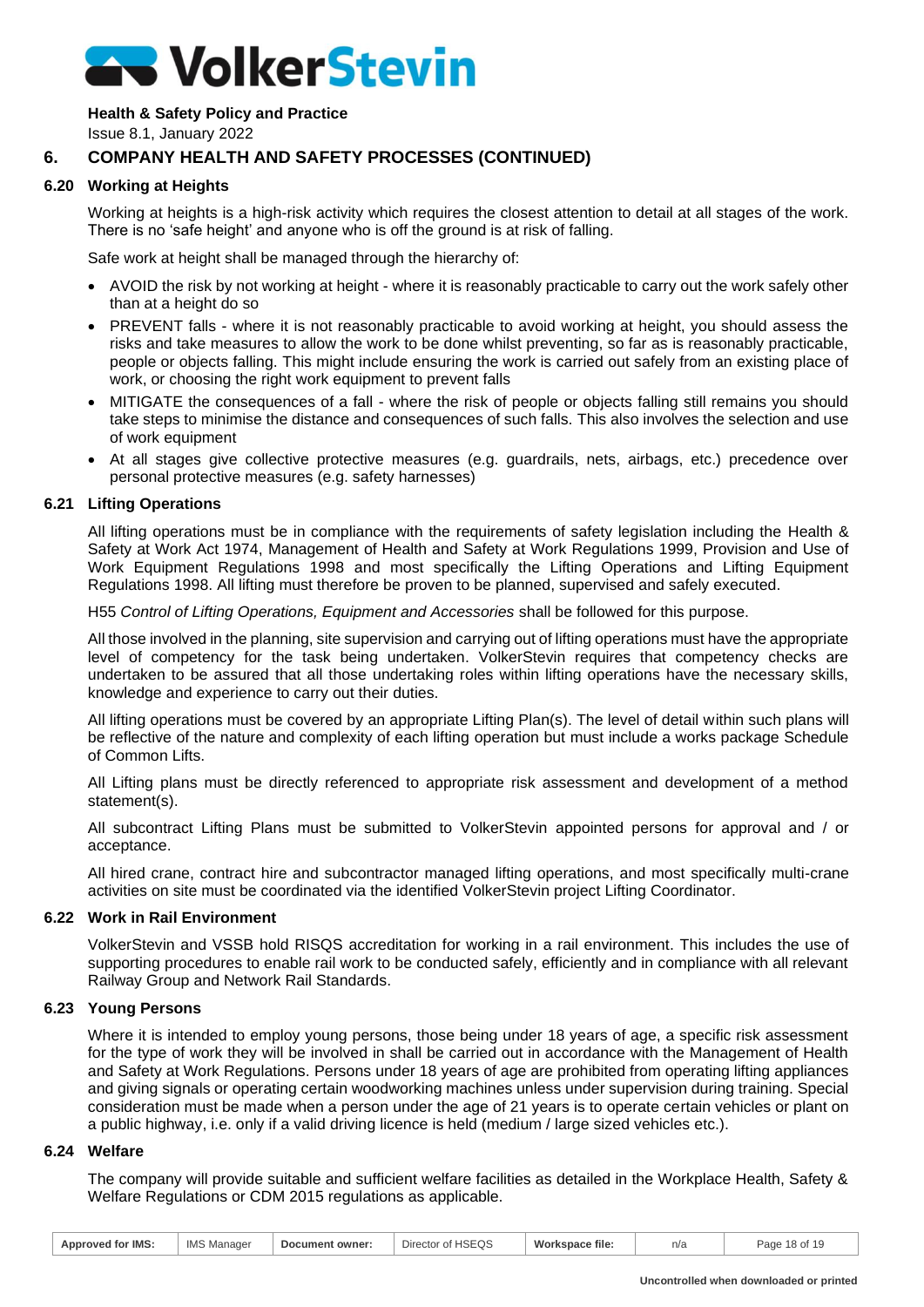## 6. COMPANY HEALTH AND SAFETY PROCESSES (CONTINUED)

### 6.20 Working at Heights

Working at heights is a high-risk activity which requires the closest attention to detail at all stages of the work. There is no 'safe height' and anyone who is off the ground is at risk of falling.

Safe work at height shall be managed through the hierarchy of:

- AVOID the risk by not working at height - where it is reasonably practicable to carry out the work safely other than at a height do so
- PREVENT falls - where it is not reasonably practicable to avoid working at height, you should assess the risks and take measures to allow the work to be done whilst preventing, so far as is reasonably practicable, people or objects falling. This might include ensuring the work is carried out safely from an existing place of work, or choosing the right work equipment to prevent falls
- MITIGATE the consequences of a fall - where the risk of people or objects falling still remains you should take steps to minimise the distance and consequences of such falls. This also involves the selection and use of work equipment
- At all stages give collective protective measures (e.g. guardrails, nets, airbags, etc.) precedence over personal protective measures (e.g. safety harnesses)

### 6.21 Lifting Operations

All lifting operations must be in compliance with the requirements of safety legislation including the Health & Safety at Work Act 1974, Management of Health and Safety at Work Regulations 1999, Provision and Use of Work Equipment Regulations 1998 and most specifically the Lifting Operations and Lifting Equipment Regulations 1998. All lifting must therefore be proven to be planned, supervised and safely executed.

H55 *Control of Lifting Operations, Equipment and Accessories* shall be followed for this purpose.

All those involved in the planning, site supervision and carrying out of lifting operations must have the appropriate level of competency for the task being undertaken. VolkerStevin requires that competency checks are undertaken to be assured that all those undertaking roles within lifting operations have the necessary skills, knowledge and experience to carry out their duties.

All lifting operations must be covered by an appropriate Lifting Plan(s). The level of detail within such plans will be reflective of the nature and complexity of each lifting operation but must include a works package Schedule of Common Lifts.

All Lifting plans must be directly referenced to appropriate risk assessment and development of a method statement(s).

All subcontract Lifting Plans must be submitted to VolkerStevin appointed persons for approval and / or acceptance.

All hired crane, contract hire and subcontractor managed lifting operations, and most specifically multi-crane activities on site must be coordinated via the identified VolkerStevin project Lifting Coordinator.

### 6.22 Work in Rail Environment

VolkerStevin and VSSB hold RISQS accreditation for working in a rail environment. This includes the use of supporting procedures to enable rail work to be conducted safely, efficiently and in compliance with all relevant Railway Group and Network Rail Standards.

### 6.23 Young Persons

Where it is intended to employ young persons, those being under 18 years of age, a specific risk assessment for the type of work they will be involved in shall be carried out in accordance with the Management of Health and Safety at Work Regulations. Persons under 18 years of age are prohibited from operating lifting appliances and giving signals or operating certain woodworking machines unless under supervision during training. Special consideration must be made when a person under the age of 21 years is to operate certain vehicles or plant on a public highway, i.e. only if a valid driving licence is held (medium / large sized vehicles etc.).

### 6.24 Welfare

The company will provide suitable and sufficient welfare facilities as detailed in the Workplace Health, Safety & Welfare Regulations or CDM 2015 regulations as applicable.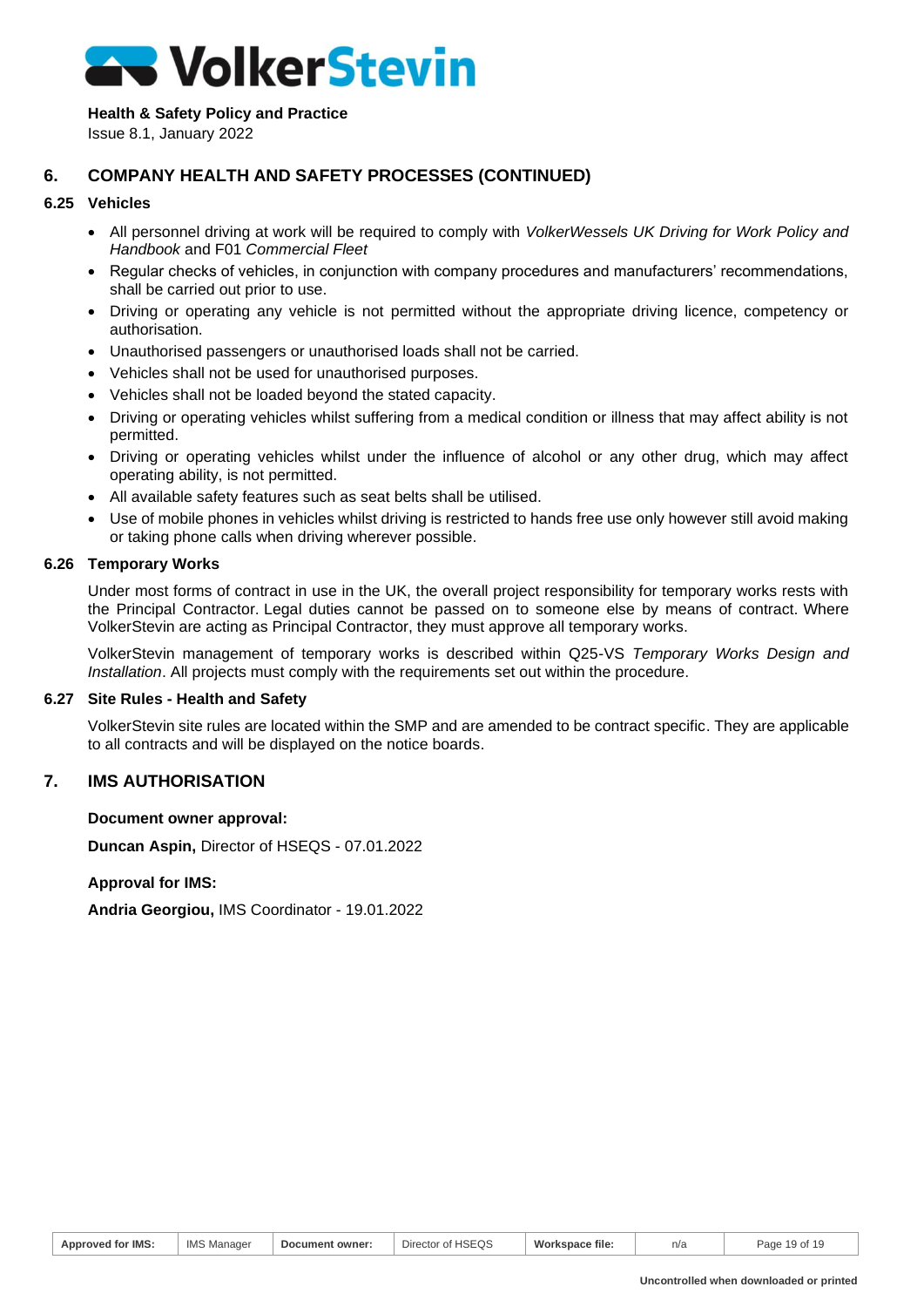## 6. COMPANY HEALTH AND SAFETY PROCESSES (CONTINUED)

### 6.25 Vehicles

- All personnel driving at work will be required to comply with *VolkerWessels UK Driving for Work Policy and Handbook* and F01 *Commercial Fleet*
- Regular checks of vehicles, in conjunction with company procedures and manufacturers' recommendations, shall be carried out prior to use.
- Driving or operating any vehicle is not permitted without the appropriate driving licence, competency or authorisation.
- Unauthorised passengers or unauthorised loads shall not be carried.
- Vehicles shall not be used for unauthorised purposes.
- Vehicles shall not be loaded beyond the stated capacity.
- Driving or operating vehicles whilst suffering from a medical condition or illness that may affect ability is not permitted.
- Driving or operating vehicles whilst under the influence of alcohol or any other drug, which may affect operating ability, is not permitted.
- All available safety features such as seat belts shall be utilised.
- Use of mobile phones in vehicles whilst driving is restricted to hands free use only however still avoid making or taking phone calls when driving wherever possible.

### 6.26 Temporary Works

Under most forms of contract in use in the UK, the overall project responsibility for temporary works rests with the Principal Contractor. Legal duties cannot be passed on to someone else by means of contract. Where VolkerStevin are acting as Principal Contractor, they must approve all temporary works.

VolkerStevin management of temporary works is described within Q25-VS *Temporary Works Design and Installation*. All projects must comply with the requirements set out within the procedure.

### 6.27 Site Rules - Health and Safety

VolkerStevin site rules are located within the SMP and are amended to be contract specific. They are applicable to all contracts and will be displayed on the notice boards.

## 7. IMS AUTHORISATION

**Document owner approval:**

**Duncan Aspin,** Director of HSEQS - 07.01.2022

**Approval for IMS:**

**Andria Georgiou,** IMS Coordinator - 19.01.2022